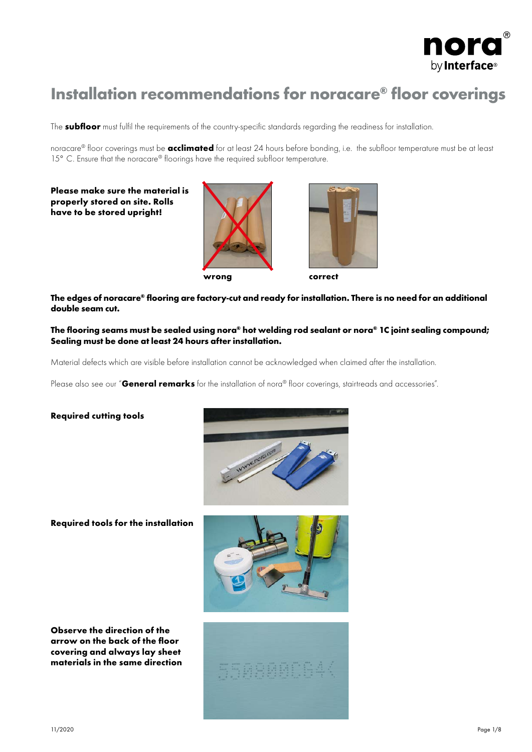# Installation recommendations for noracare® floor coverings

The **subfloor** must fulfil the requirements of the country-specific standards regarding the readiness for installation.

noracare® floor coverings must be **acclimated** for at least 24 hours before bonding, i.e. the subfloor temperature must be at least 15° C. Ensure that the noracare® floorings have the required subfloor temperature.

**Please make sure the material is properly stored on site. Rolls have to be stored upright!**

**wrong** **correct**

**The edges of noracare® flooring are factory-cut and ready for installation. There is no need for an additional double seam cut.**

**The flooring seams must be sealed using nora® hot welding rod sealant or nora® 1C joint sealing compound; Sealing must be done at least 24 hours after installation.**

Material defects which are visible before installation cannot be acknowledged when claimed after the installation.

Please also see our "**General remarks** for the installation of nora® floor coverings, stairtreads and accessories".

**Required cutting tools**

**Required tools for the installation**

**Observe the direction of the arrow on the back of the floor covering and always lay sheet materials in the same direction**

11/2020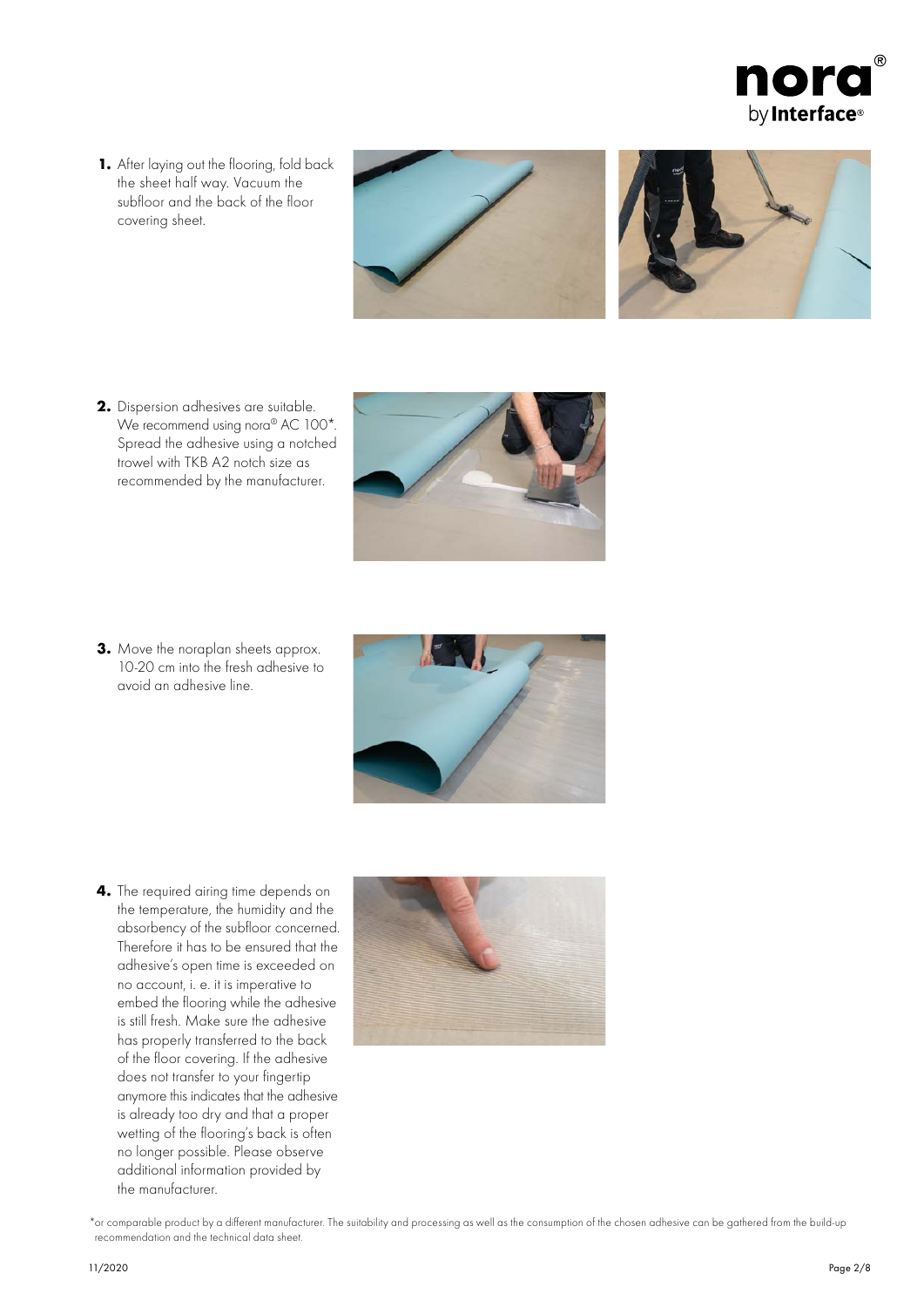1. After laying out the flooring, fold back the sheet half way. Vacuum the subfloor and the back of the floor covering sheet.

2. Dispersion adhesives are suitable. We recommend using nora® AC 100*. Spread the adhesive using a notched trowel with TKB A2 notch size as recommended by the manufacturer.

3. Move the noraplan sheets approx. 10-20 cm into the fresh adhesive to avoid an adhesive line.

4. The required airing time depends on the temperature, the humidity and the absorbency of the subfloor concerned. Therefore it has to be ensured that the adhesive's open time is exceeded on no account, i. e. it is imperative to embed the flooring while the adhesive is still fresh. Make sure the adhesive has properly transferred to the back of the floor covering. If the adhesive does not transfer to your fingertip anymore this indicates that the adhesive is already too dry and that a proper wetting of the flooring's back is often no longer possible. Please observe additional information provided by the manufacturer.

*or comparable product by a different manufacturer. The suitability and processing as well as the consumption of the chosen adhesive can be gathered from the build-up recommendation and the technical data sheet.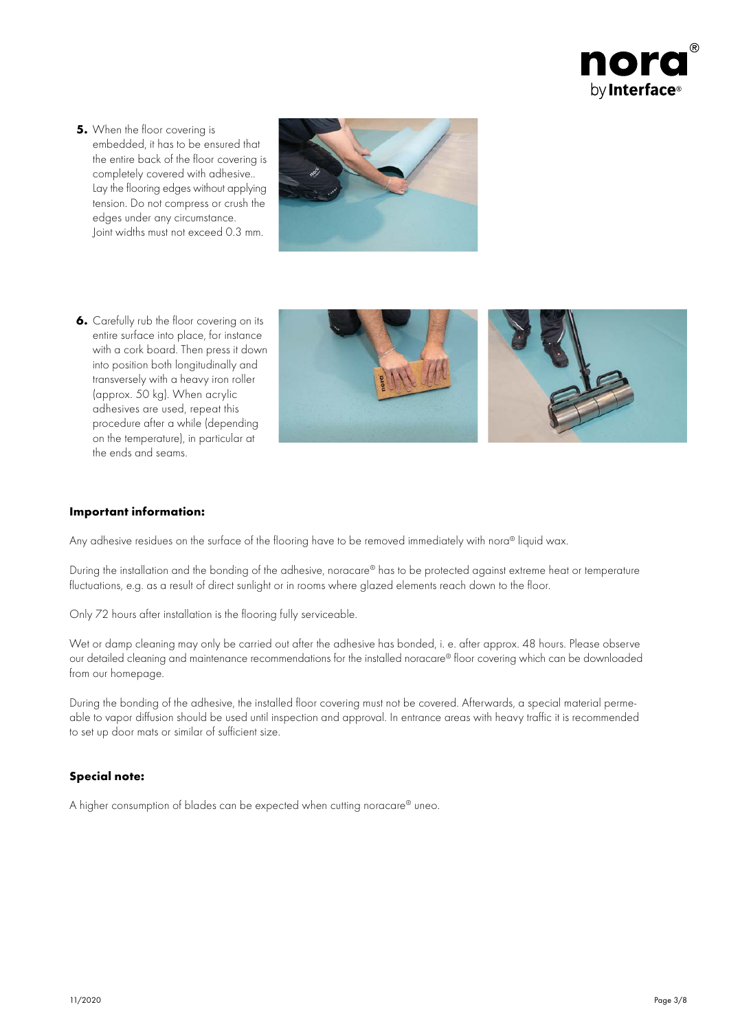5. When the floor covering is embedded, it has to be ensured that the entire back of the floor covering is completely covered with adhesive.. Lay the flooring edges without applying tension. Do not compress or crush the edges under any circumstance. Joint widths must not exceed 0.3 mm.

6. Carefully rub the floor covering on its entire surface into place, for instance with a cork board. Then press it down into position both longitudinally and transversely with a heavy iron roller (approx. 50 kg). When acrylic adhesives are used, repeat this procedure after a while (depending on the temperature), in particular at the ends and seams.

**Important information:**

Any adhesive residues on the surface of the flooring have to be removed immediately with nora® liquid wax.

During the installation and the bonding of the adhesive, noracare® has to be protected against extreme heat or temperature fluctuations, e.g. as a result of direct sunlight or in rooms where glazed elements reach down to the floor.

Only 72 hours after installation is the flooring fully serviceable.

Wet or damp cleaning may only be carried out after the adhesive has bonded, i. e. after approx. 48 hours. Please observe our detailed cleaning and maintenance recommendations for the installed noracare® floor covering which can be downloaded from our homepage.

During the bonding of the adhesive, the installed floor covering must not be covered. Afterwards, a special material permeable to vapor diffusion should be used until inspection and approval. In entrance areas with heavy traffic it is recommended to set up door mats or similar of sufficient size.

**Special note:**

A higher consumption of blades can be expected when cutting noracare® uneo.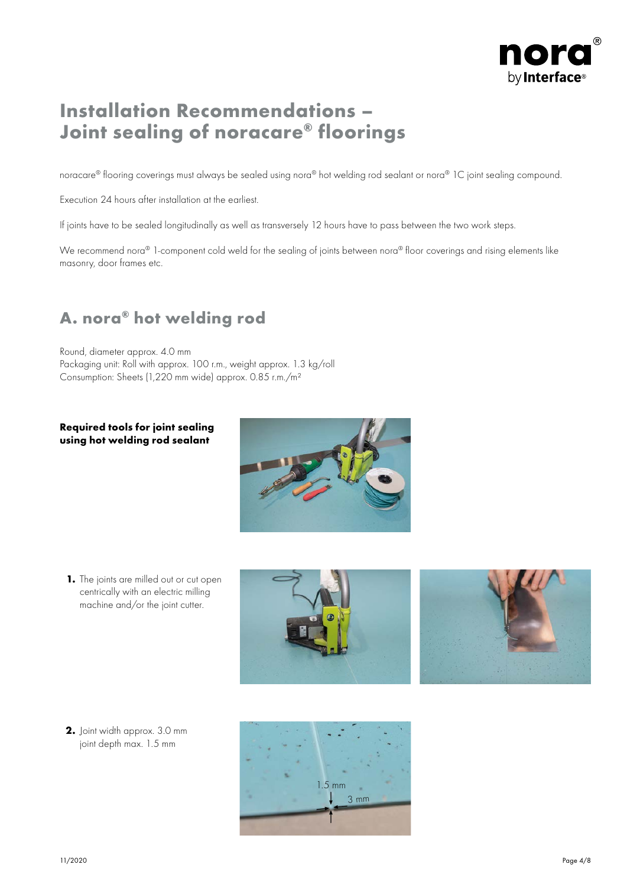# Installation Recommendations – Joint sealing of noracare® floorings

noracare® flooring coverings must always be sealed using nora® hot welding rod sealant or nora® 1C joint sealing compound.

Execution 24 hours after installation at the earliest.

If joints have to be sealed longitudinally as well as transversely 12 hours have to pass between the two work steps.

We recommend nora® 1-component cold weld for the sealing of joints between nora® floor coverings and rising elements like masonry, door frames etc.

## A. nora® hot welding rod

Round, diameter approx. 4.0 mm
Packaging unit: Roll with approx. 100 r.m., weight approx. 1.3 kg/roll
Consumption: Sheets (1,220 mm wide) approx. 0.85 r.m./m²

**Required tools for joint sealing using hot welding rod sealant**

1. The joints are milled out or cut open centrically with an electric milling machine and/or the joint cutter.

2. Joint width approx. 3.0 mm joint depth max. 1.5 mm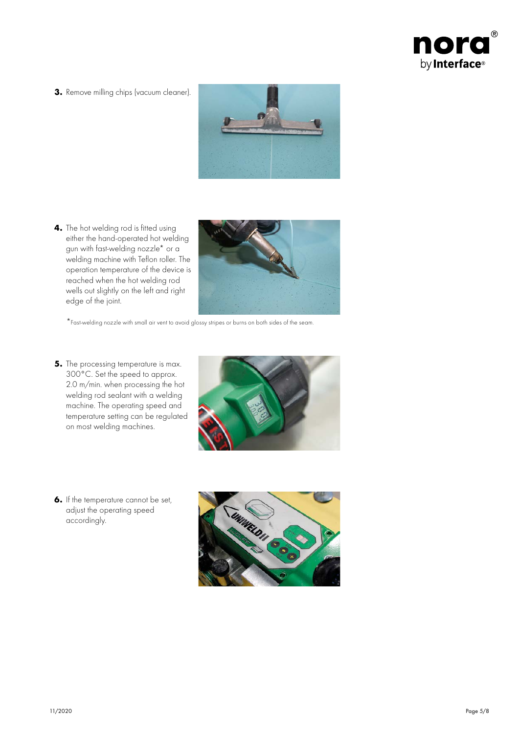3. Remove milling chips (vacuum cleaner).

4. The hot welding rod is fitted using either the hand-operated hot welding gun with fast-welding nozzle* or a welding machine with Teflon roller. The operation temperature of the device is reached when the hot welding rod wells out slightly on the left and right edge of the joint.

*Fast-welding nozzle with small air vent to avoid glossy stripes or burns on both sides of the seam.

5. The processing temperature is max. 300°C. Set the speed to approx. 2.0 m/min. when processing the hot welding rod sealant with a welding machine. The operating speed and temperature setting can be regulated on most welding machines.

6. If the temperature cannot be set, adjust the operating speed accordingly.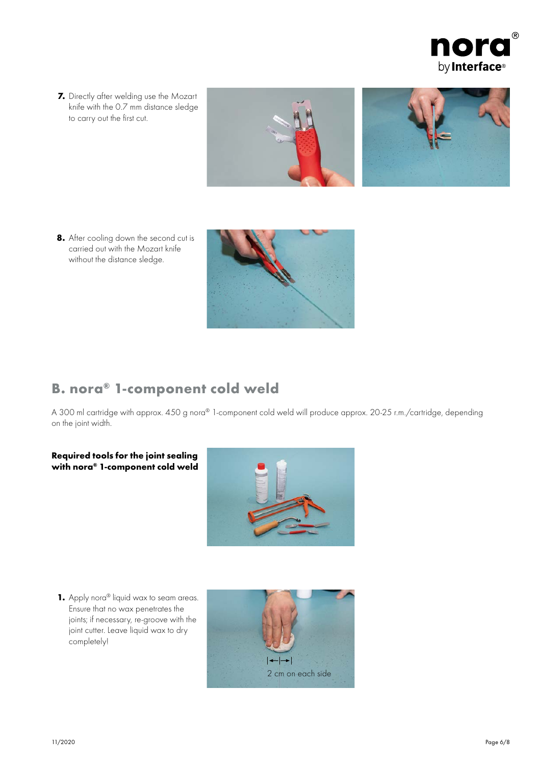7. Directly after welding use the Mozart knife with the 0.7 mm distance sledge to carry out the first cut.

8. After cooling down the second cut is carried out with the Mozart knife without the distance sledge.

## B. nora® 1-component cold weld

A 300 ml cartridge with approx. 450 g nora® 1-component cold weld will produce approx. 20-25 r.m./cartridge, depending on the joint width.

**Required tools for the joint sealing with nora® 1-component cold weld**

1. Apply nora® liquid wax to seam areas. Ensure that no wax penetrates the joints; if necessary, re-groove with the joint cutter. Leave liquid wax to dry completely!

2 cm on each side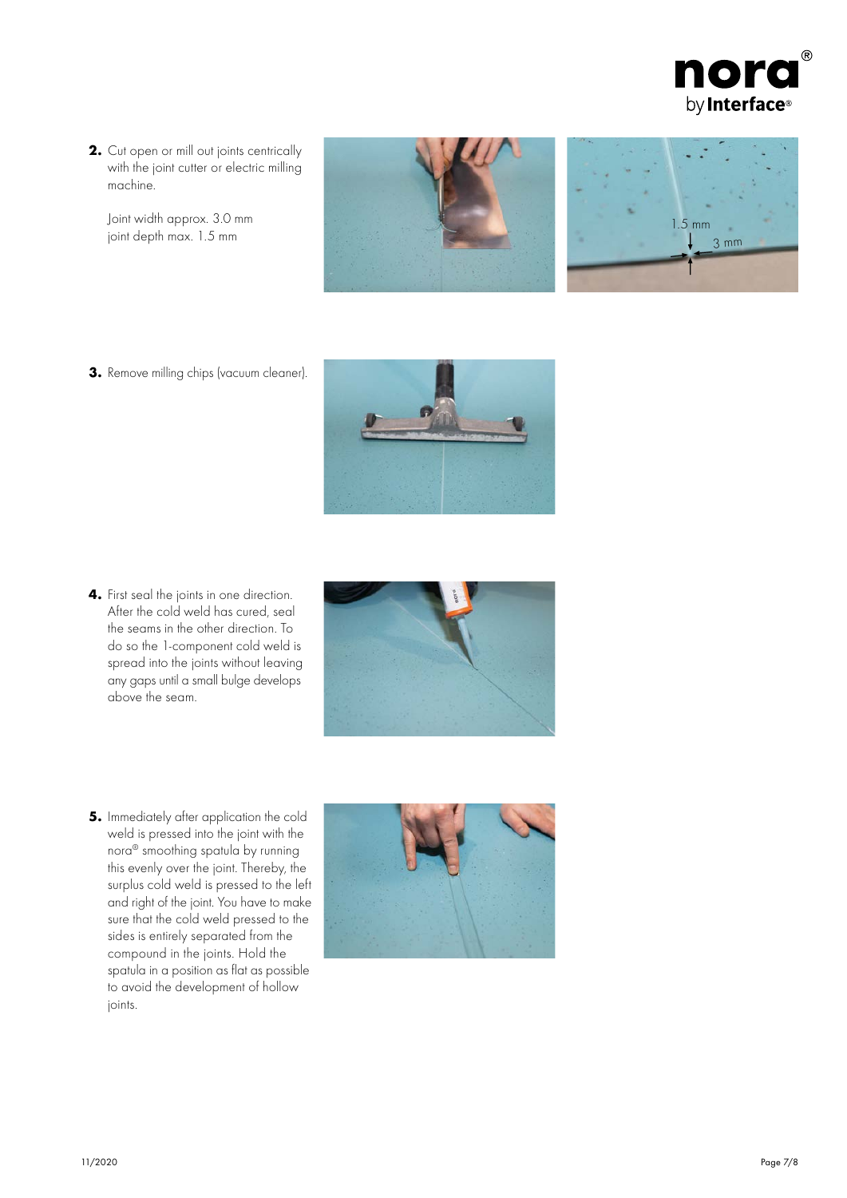2. Cut open or mill out joints centrically with the joint cutter or electric milling machine.

   Joint width approx. 3.0 mm
   joint depth max. 1.5 mm

3. Remove milling chips (vacuum cleaner).

4. First seal the joints in one direction. After the cold weld has cured, seal the seams in the other direction. To do so the 1-component cold weld is spread into the joints without leaving any gaps until a small bulge develops above the seam.

5. Immediately after application the cold weld is pressed into the joint with the nora® smoothing spatula by running this evenly over the joint. Thereby, the surplus cold weld is pressed to the left and right of the joint. You have to make sure that the cold weld pressed to the sides is entirely separated from the compound in the joints. Hold the spatula in a position as flat as possible to avoid the development of hollow joints.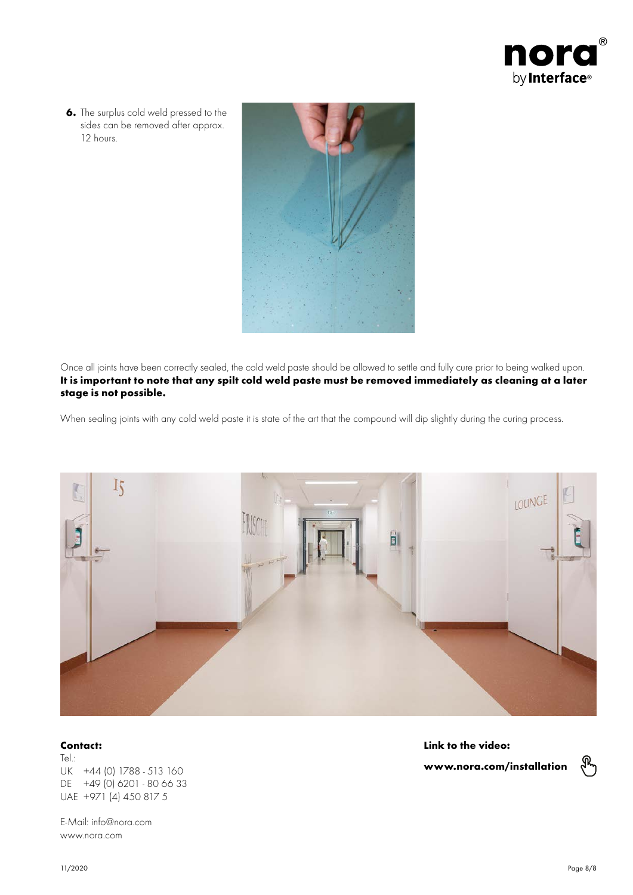6. The surplus cold weld pressed to the sides can be removed after approx. 12 hours.

Once all joints have been correctly sealed, the cold weld paste should be allowed to settle and fully cure prior to being walked upon.
**It is important to note that any spilt cold weld paste must be removed immediately as cleaning at a later stage is not possible.**

When sealing joints with any cold weld paste it is state of the art that the compound will dip slightly during the curing process.

**Contact:**

Tel.:
UK +44 (0) 1788 - 513 160
DE +49 (0) 6201 - 80 66 33
UAE +971 (4) 450 817 5

E-Mail: info@nora.com
www.nora.com

**Link to the video:**

**www.nora.com/installation**

11/2020